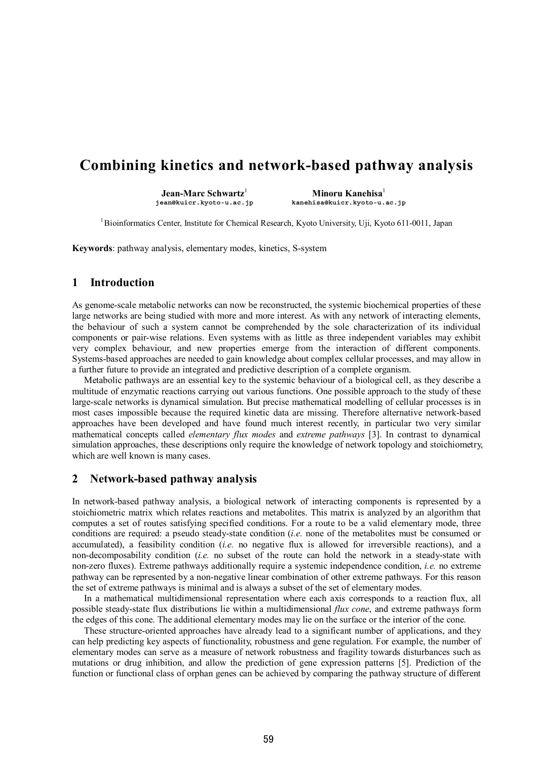# Combining kinetics and network-based pathway analysis

**Jean-Marc Schwartz**[1]
jean@kuicr.kyoto-u.ac.jp

**Minoru Kanehisa**[1]
kanehisa@kuicr.kyoto-u.ac.jp

[1] Bioinformatics Center, Institute for Chemical Research, Kyoto University, Uji, Kyoto 611-0011, Japan

**Keywords**: pathway analysis, elementary modes, kinetics, S-system

## 1 Introduction

As genome-scale metabolic networks can now be reconstructed, the systemic biochemical properties of these large networks are being studied with more and more interest. As with any network of interacting elements, the behaviour of such a system cannot be comprehended by the sole characterization of its individual components or pair-wise relations. Even systems with as little as three independent variables may exhibit very complex behaviour, and new properties emerge from the interaction of different components. Systems-based approaches are needed to gain knowledge about complex cellular processes, and may allow in a further future to provide an integrated and predictive description of a complete organism.

Metabolic pathways are an essential key to the systemic behaviour of a biological cell, as they describe a multitude of enzymatic reactions carrying out various functions. One possible approach to the study of these large-scale networks is dynamical simulation. But precise mathematical modelling of cellular processes is in most cases impossible because the required kinetic data are missing. Therefore alternative network-based approaches have been developed and have found much interest recently, in particular two very similar mathematical concepts called *elementary flux modes* and *extreme pathways* [3]. In contrast to dynamical simulation approaches, these descriptions only require the knowledge of network topology and stoichiometry, which are well known is many cases.

## 2 Network-based pathway analysis

In network-based pathway analysis, a biological network of interacting components is represented by a stoichiometric matrix which relates reactions and metabolites. This matrix is analyzed by an algorithm that computes a set of routes satisfying specified conditions. For a route to be a valid elementary mode, three conditions are required: a pseudo steady-state condition (*i.e.* none of the metabolites must be consumed or accumulated), a feasibility condition (*i.e.* no negative flux is allowed for irreversible reactions), and a non-decomposability condition (*i.e.* no subset of the route can hold the network in a steady-state with non-zero fluxes). Extreme pathways additionally require a systemic independence condition, *i.e.* no extreme pathway can be represented by a non-negative linear combination of other extreme pathways. For this reason the set of extreme pathways is minimal and is always a subset of the set of elementary modes.

In a mathematical multidimensional representation where each axis corresponds to a reaction flux, all possible steady-state flux distributions lie within a multidimensional *flux cone*, and extreme pathways form the edges of this cone. The additional elementary modes may lie on the surface or the interior of the cone.

These structure-oriented approaches have already lead to a significant number of applications, and they can help predicting key aspects of functionality, robustness and gene regulation. For example, the number of elementary modes can serve as a measure of network robustness and fragility towards disturbances such as mutations or drug inhibition, and allow the prediction of gene expression patterns [5]. Prediction of the function or functional class of orphan genes can be achieved by comparing the pathway structure of different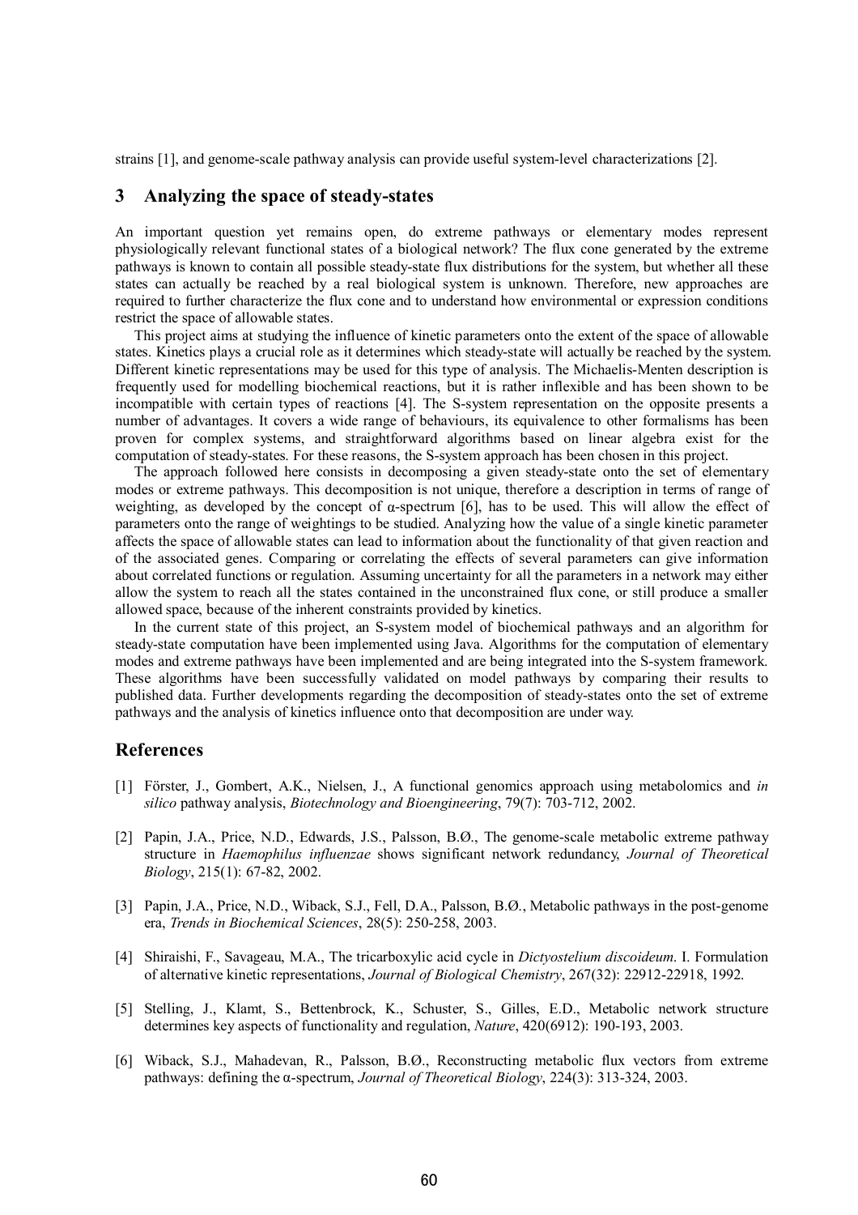strains [1], and genome-scale pathway analysis can provide useful system-level characterizations [2].

## 3 Analyzing the space of steady-states

An important question yet remains open, do extreme pathways or elementary modes represent physiologically relevant functional states of a biological network? The flux cone generated by the extreme pathways is known to contain all possible steady-state flux distributions for the system, but whether all these states can actually be reached by a real biological system is unknown. Therefore, new approaches are required to further characterize the flux cone and to understand how environmental or expression conditions restrict the space of allowable states.

This project aims at studying the influence of kinetic parameters onto the extent of the space of allowable states. Kinetics plays a crucial role as it determines which steady-state will actually be reached by the system. Different kinetic representations may be used for this type of analysis. The Michaelis-Menten description is frequently used for modelling biochemical reactions, but it is rather inflexible and has been shown to be incompatible with certain types of reactions [4]. The S-system representation on the opposite presents a number of advantages. It covers a wide range of behaviours, its equivalence to other formalisms has been proven for complex systems, and straightforward algorithms based on linear algebra exist for the computation of steady-states. For these reasons, the S-system approach has been chosen in this project.

The approach followed here consists in decomposing a given steady-state onto the set of elementary modes or extreme pathways. This decomposition is not unique, therefore a description in terms of range of weighting, as developed by the concept of α-spectrum [6], has to be used. This will allow the effect of parameters onto the range of weightings to be studied. Analyzing how the value of a single kinetic parameter affects the space of allowable states can lead to information about the functionality of that given reaction and of the associated genes. Comparing or correlating the effects of several parameters can give information about correlated functions or regulation. Assuming uncertainty for all the parameters in a network may either allow the system to reach all the states contained in the unconstrained flux cone, or still produce a smaller allowed space, because of the inherent constraints provided by kinetics.

In the current state of this project, an S-system model of biochemical pathways and an algorithm for steady-state computation have been implemented using Java. Algorithms for the computation of elementary modes and extreme pathways have been implemented and are being integrated into the S-system framework. These algorithms have been successfully validated on model pathways by comparing their results to published data. Further developments regarding the decomposition of steady-states onto the set of extreme pathways and the analysis of kinetics influence onto that decomposition are under way.

## References

[1] Förster, J., Gombert, A.K., Nielsen, J., A functional genomics approach using metabolomics and *in silico* pathway analysis, *Biotechnology and Bioengineering*, 79(7): 703-712, 2002.

[2] Papin, J.A., Price, N.D., Edwards, J.S., Palsson, B.Ø., The genome-scale metabolic extreme pathway structure in *Haemophilus influenzae* shows significant network redundancy, *Journal of Theoretical Biology*, 215(1): 67-82, 2002.

[3] Papin, J.A., Price, N.D., Wiback, S.J., Fell, D.A., Palsson, B.Ø., Metabolic pathways in the post-genome era, *Trends in Biochemical Sciences*, 28(5): 250-258, 2003.

[4] Shiraishi, F., Savageau, M.A., The tricarboxylic acid cycle in *Dictyostelium discoideum*. I. Formulation of alternative kinetic representations, *Journal of Biological Chemistry*, 267(32): 22912-22918, 1992.

[5] Stelling, J., Klamt, S., Bettenbrock, K., Schuster, S., Gilles, E.D., Metabolic network structure determines key aspects of functionality and regulation, *Nature*, 420(6912): 190-193, 2003.

[6] Wiback, S.J., Mahadevan, R., Palsson, B.Ø., Reconstructing metabolic flux vectors from extreme pathways: defining the α-spectrum, *Journal of Theoretical Biology*, 224(3): 313-324, 2003.